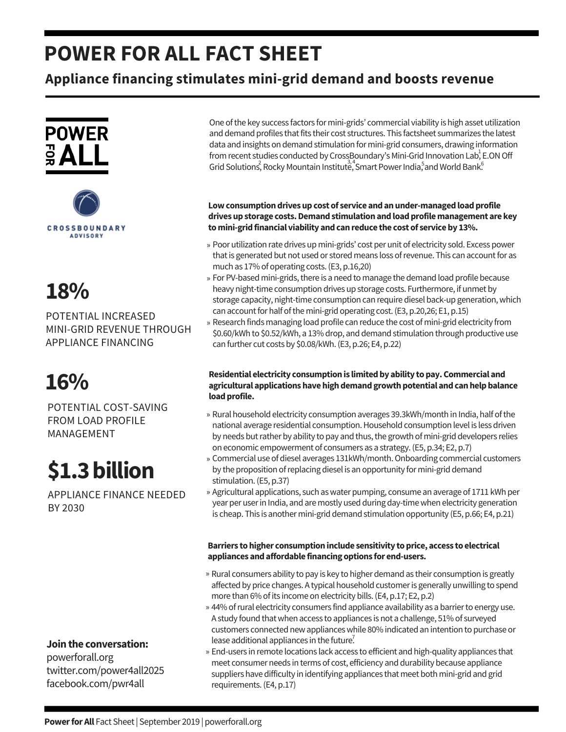# POWER FOR ALL FACT SHEET

## Appliance financing stimulates mini-grid demand and boosts revenue

POWER FOR ALL

CROSSBOUNDARY ADVISORY

**18%**

POTENTIAL INCREASED MINI-GRID REVENUE THROUGH APPLIANCE FINANCING

**16%**

POTENTIAL COST-SAVING FROM LOAD PROFILE MANAGEMENT

**$1.3 billion**

APPLIANCE FINANCE NEEDED BY 2030

**Join the conversation:**
powerforall.org
twitter.com/power4all2025
facebook.com/pwr4all

One of the key success factors for mini-grids' commercial viability is high asset utilization and demand profiles that fits their cost structures. This factsheet summarizes the latest data and insights on demand stimulation for mini-grid consumers, drawing information from recent studies conducted by CrossBoundary's Mini-Grid Innovation Lab,[1] E.ON Off Grid Solutions,[2] Rocky Mountain Institute,[3,4] Smart Power India,[5] and World Bank.[6]

**Low consumption drives up cost of service and an under-managed load profile drives up storage costs. Demand stimulation and load profile management are key to mini-grid financial viability and can reduce the cost of service by 13%.**

- Poor utilization rate drives up mini-grids' cost per unit of electricity sold. Excess power that is generated but not used or stored means loss of revenue. This can account for as much as 17% of operating costs. (E3, p.16,20)
- For PV-based mini-grids, there is a need to manage the demand load profile because heavy night-time consumption drives up storage costs. Furthermore, if unmet by storage capacity, night-time consumption can require diesel back-up generation, which can account for half of the mini-grid operating cost. (E3, p.20,26; E1, p.15)
- Research finds managing load profile can reduce the cost of mini-grid electricity from $0.60/kWh to $0.52/kWh, a 13% drop, and demand stimulation through productive use can further cut costs by $0.08/kWh. (E3, p.26; E4, p.22)

**Residential electricity consumption is limited by ability to pay. Commercial and agricultural applications have high demand growth potential and can help balance load profile.**

- Rural household electricity consumption averages 39.3kWh/month in India, half of the national average residential consumption. Household consumption level is less driven by needs but rather by ability to pay and thus, the growth of mini-grid developers relies on economic empowerment of consumers as a strategy. (E5, p.34; E2, p.7)
- Commercial use of diesel averages 131kWh/month. Onboarding commercial customers by the proposition of replacing diesel is an opportunity for mini-grid demand stimulation. (E5, p.37)
- Agricultural applications, such as water pumping, consume an average of 1711 kWh per year per user in India, and are mostly used during day-time when electricity generation is cheap. This is another mini-grid demand stimulation opportunity (E5, p.66; E4, p.21)

**Barriers to higher consumption include sensitivity to price, access to electrical appliances and affordable financing options for end-users.**

- Rural consumers ability to pay is key to higher demand as their consumption is greatly affected by price changes. A typical household customer is generally unwilling to spend more than 6% of its income on electricity bills. (E4, p.17; E2, p.2)
- 44% of rural electricity consumers find appliance availability as a barrier to energy use. A study found that when access to appliances is not a challenge, 51% of surveyed customers connected new appliances while 80% indicated an intention to purchase or lease additional appliances in the future.[7]
- End-users in remote locations lack access to efficient and high-quality appliances that meet consumer needs in terms of cost, efficiency and durability because appliance suppliers have difficulty in identifying appliances that meet both mini-grid and grid requirements. (E4, p.17)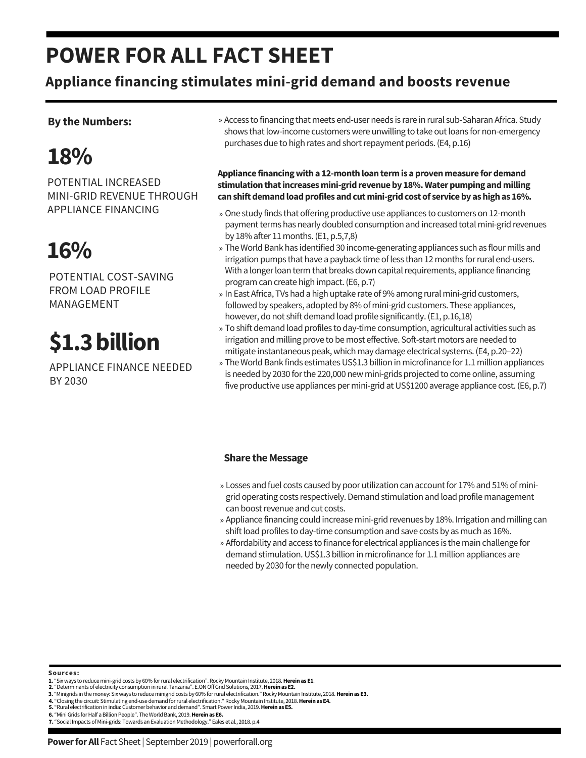# POWER FOR ALL FACT SHEET

## Appliance financing stimulates mini-grid demand and boosts revenue

**By the Numbers:**

# 18%

POTENTIAL INCREASED MINI-GRID REVENUE THROUGH APPLIANCE FINANCING

# 16%

POTENTIAL COST-SAVING FROM LOAD PROFILE MANAGEMENT

# $1.3 billion

APPLIANCE FINANCE NEEDED BY 2030

» Access to financing that meets end-user needs is rare in rural sub-Saharan Africa. Study shows that low-income customers were unwilling to take out loans for non-emergency purchases due to high rates and short repayment periods. (E4, p.16)

**Appliance financing with a 12-month loan term is a proven measure for demand stimulation that increases mini-grid revenue by 18%. Water pumping and milling can shift demand load profiles and cut mini-grid cost of service by as high as 16%.**

» One study finds that offering productive use appliances to customers on 12-month payment terms has nearly doubled consumption and increased total mini-grid revenues by 18% after 11 months. (E1, p.5,7,8)

» The World Bank has identified 30 income-generating appliances such as flour mills and irrigation pumps that have a payback time of less than 12 months for rural end-users. With a longer loan term that breaks down capital requirements, appliance financing program can create high impact. (E6, p.7)

» In East Africa, TVs had a high uptake rate of 9% among rural mini-grid customers, followed by speakers, adopted by 8% of mini-grid customers. These appliances, however, do not shift demand load profile significantly. (E1, p.16,18)

» To shift demand load profiles to day-time consumption, agricultural activities such as irrigation and milling prove to be most effective. Soft-start motors are needed to mitigate instantaneous peak, which may damage electrical systems. (E4, p.20–22)

» The World Bank finds estimates US$1.3 billion in microfinance for 1.1 million appliances is needed by 2030 for the 220,000 new mini-grids projected to come online, assuming five productive use appliances per mini-grid at US$1200 average appliance cost. (E6, p.7)

### Share the Message

» Losses and fuel costs caused by poor utilization can account for 17% and 51% of mini-grid operating costs respectively. Demand stimulation and load profile management can boost revenue and cut costs.

» Appliance financing could increase mini-grid revenues by 18%. Irrigation and milling can shift load profiles to day-time consumption and save costs by as much as 16%.

» Affordability and access to finance for electrical appliances is the main challenge for demand stimulation. US$1.3 billion in microfinance for 1.1 million appliances are needed by 2030 for the newly connected population.

**Sources:**

1. "Six ways to reduce mini-grid costs by 60% for rural electrification". Rocky Mountain Institute, 2018. **Herein as E1**.
2. "Determinants of electricity consumption in rural Tanzania". E.ON Off Grid Solutions, 2017. **Herein as E2.**
3. "Minigrids in the money: Six ways to reduce minigrid costs by 60% for rural electrification." Rocky Mountain Institute, 2018. **Herein as E3.**
4. "Closing the circuit: Stimulating end-use demand for rural electrification." Rocky Mountain Institute, 2018. **Herein as E4.**
5. "Rural electrification in india: Customer behavior and demand". Smart Power India, 2019. **Herein as E5.**
6. "Mini Grids for Half a Billion People". The World Bank, 2019. **Herein as E6.**
7. "Social Impacts of Mini-grids: Towards an Evaluation Methodology." Eales et al., 2018. p.4

**Power for All** Fact Sheet | September 2019 | powerforall.org